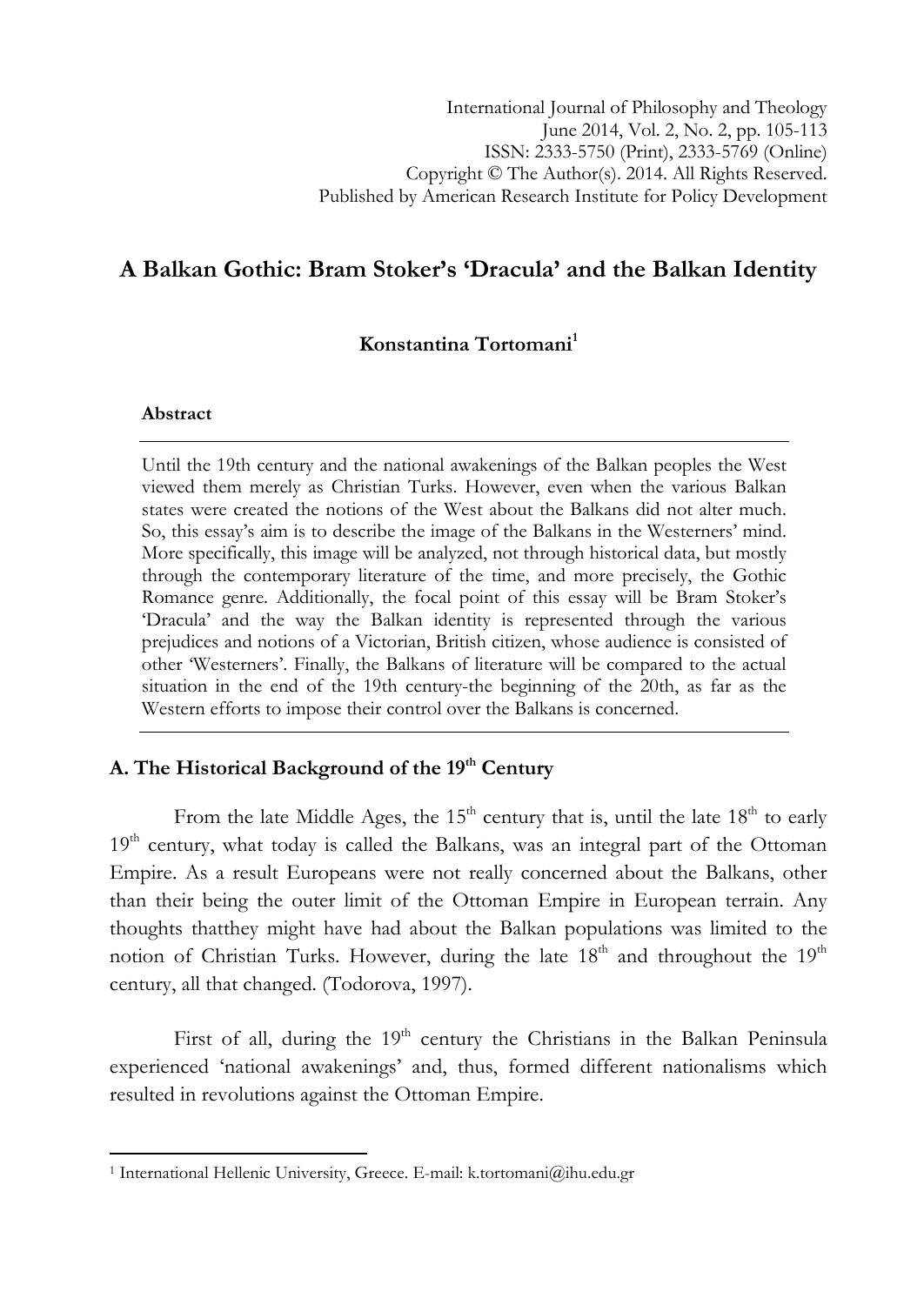International Journal of Philosophy and Theology
June 2014, Vol. 2, No. 2, pp. 105-113
ISSN: 2333-5750 (Print), 2333-5769 (Online)
Copyright © The Author(s). 2014. All Rights Reserved.
Published by American Research Institute for Policy Development

# A Balkan Gothic: Bram Stoker's 'Dracula' and the Balkan Identity

**Konstantina Tortomani**[1]

#### Abstract

Until the 19th century and the national awakenings of the Balkan peoples the West viewed them merely as Christian Turks. However, even when the various Balkan states were created the notions of the West about the Balkans did not alter much. So, this essay's aim is to describe the image of the Balkans in the Westerners' mind. More specifically, this image will be analyzed, not through historical data, but mostly through the contemporary literature of the time, and more precisely, the Gothic Romance genre. Additionally, the focal point of this essay will be Bram Stoker's 'Dracula' and the way the Balkan identity is represented through the various prejudices and notions of a Victorian, British citizen, whose audience is consisted of other 'Westerners'. Finally, the Balkans of literature will be compared to the actual situation in the end of the 19th century-the beginning of the 20th, as far as the Western efforts to impose their control over the Balkans is concerned.

## A. The Historical Background of the 19th Century

From the late Middle Ages, the 15th century that is, until the late 18th to early 19th century, what today is called the Balkans, was an integral part of the Ottoman Empire. As a result Europeans were not really concerned about the Balkans, other than their being the outer limit of the Ottoman Empire in European terrain. Any thoughts thatthey might have had about the Balkan populations was limited to the notion of Christian Turks. However, during the late 18th and throughout the 19th century, all that changed. (Todorova, 1997).

First of all, during the 19th century the Christians in the Balkan Peninsula experienced 'national awakenings' and, thus, formed different nationalisms which resulted in revolutions against the Ottoman Empire.

---

[1] International Hellenic University, Greece. E-mail: k.tortomani@ihu.edu.gr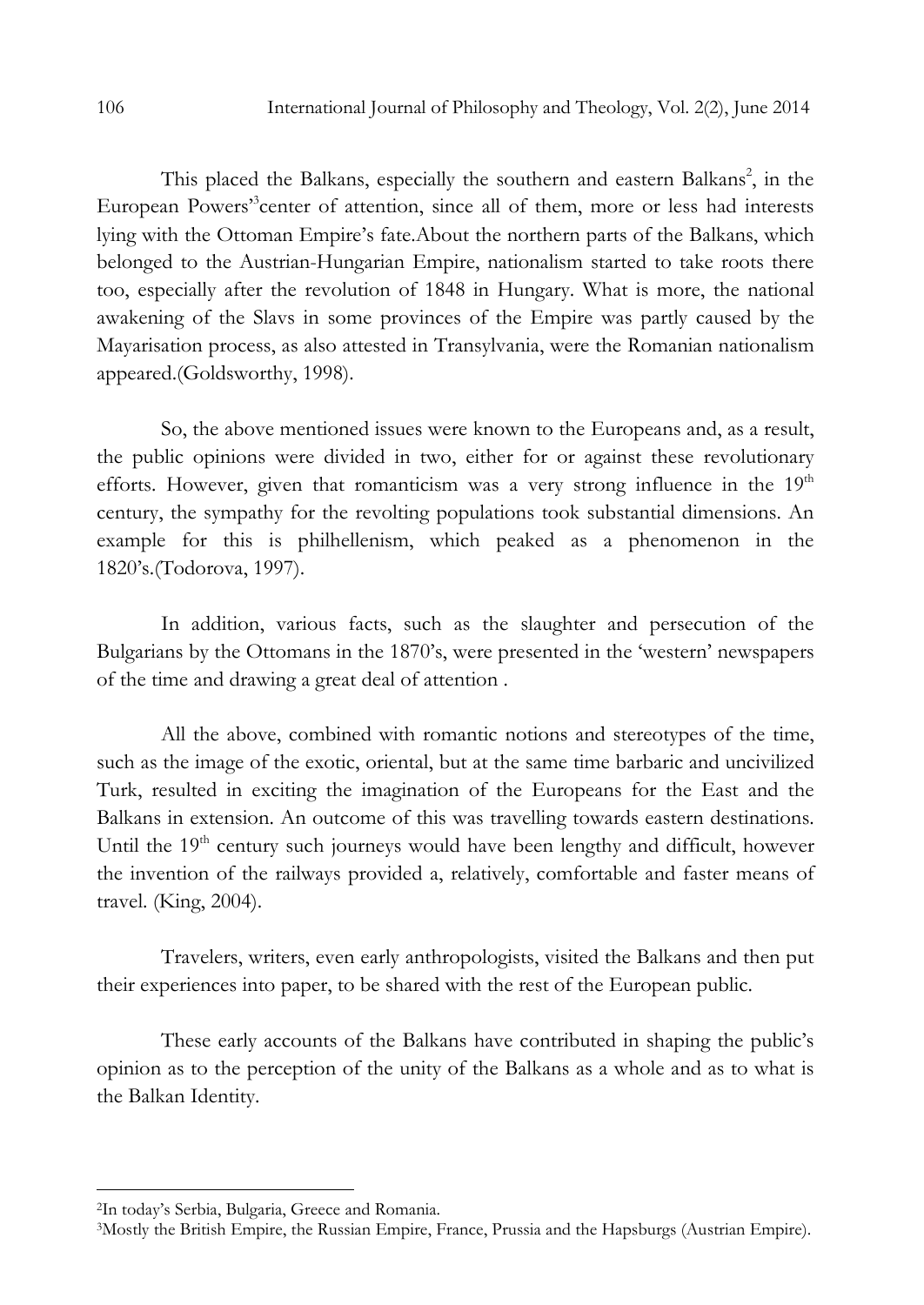This placed the Balkans, especially the southern and eastern Balkans[2], in the European Powers'[3]center of attention, since all of them, more or less had interests lying with the Ottoman Empire's fate.About the northern parts of the Balkans, which belonged to the Austrian-Hungarian Empire, nationalism started to take roots there too, especially after the revolution of 1848 in Hungary. What is more, the national awakening of the Slavs in some provinces of the Empire was partly caused by the Mayarisation process, as also attested in Transylvania, were the Romanian nationalism appeared.(Goldsworthy, 1998).

So, the above mentioned issues were known to the Europeans and, as a result, the public opinions were divided in two, either for or against these revolutionary efforts. However, given that romanticism was a very strong influence in the 19th century, the sympathy for the revolting populations took substantial dimensions. An example for this is philhellenism, which peaked as a phenomenon in the 1820's.(Todorova, 1997).

In addition, various facts, such as the slaughter and persecution of the Bulgarians by the Ottomans in the 1870's, were presented in the 'western' newspapers of the time and drawing a great deal of attention .

All the above, combined with romantic notions and stereotypes of the time, such as the image of the exotic, oriental, but at the same time barbaric and uncivilized Turk, resulted in exciting the imagination of the Europeans for the East and the Balkans in extension. An outcome of this was travelling towards eastern destinations. Until the 19th century such journeys would have been lengthy and difficult, however the invention of the railways provided a, relatively, comfortable and faster means of travel. (King, 2004).

Travelers, writers, even early anthropologists, visited the Balkans and then put their experiences into paper, to be shared with the rest of the European public.

These early accounts of the Balkans have contributed in shaping the public's opinion as to the perception of the unity of the Balkans as a whole and as to what is the Balkan Identity.

---

[2]In today's Serbia, Bulgaria, Greece and Romania.

[3]Mostly the British Empire, the Russian Empire, France, Prussia and the Hapsburgs (Austrian Empire).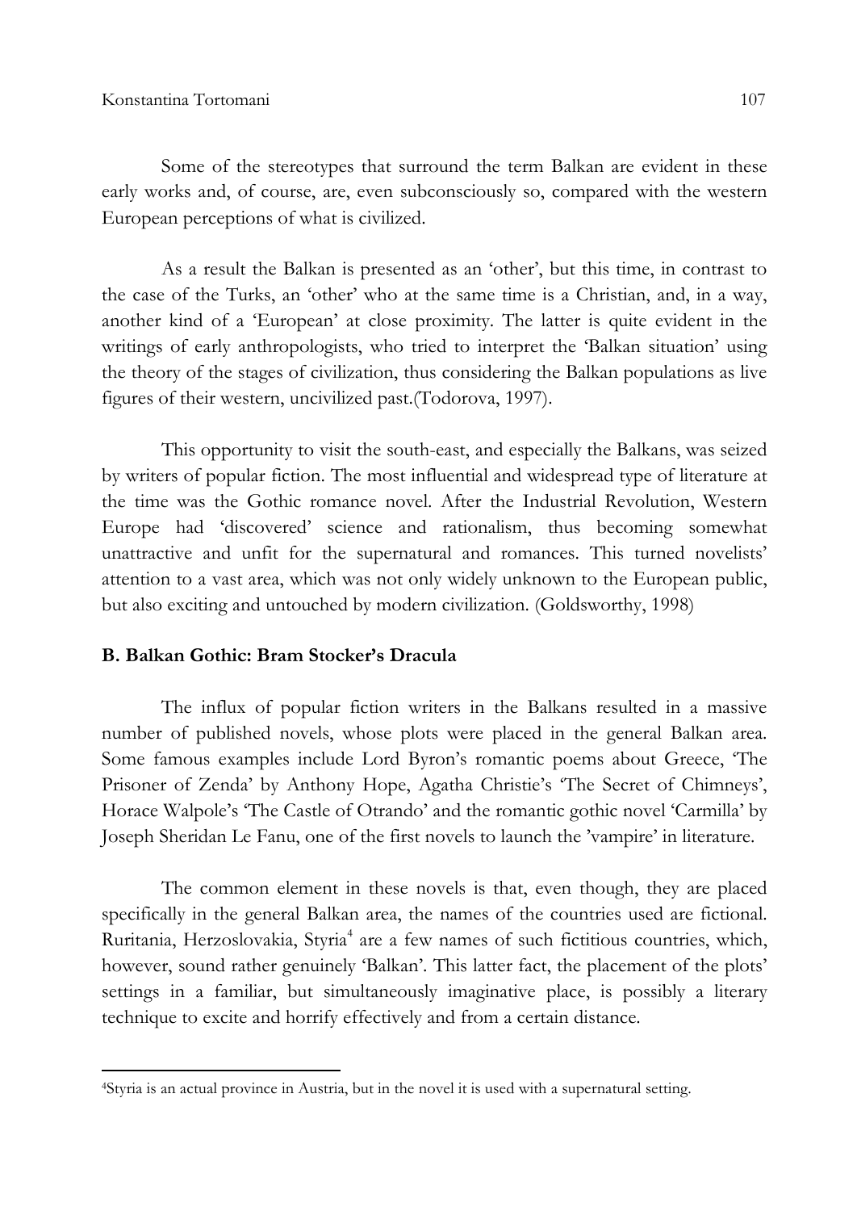Some of the stereotypes that surround the term Balkan are evident in these early works and, of course, are, even subconsciously so, compared with the western European perceptions of what is civilized.

As a result the Balkan is presented as an 'other', but this time, in contrast to the case of the Turks, an 'other' who at the same time is a Christian, and, in a way, another kind of a 'European' at close proximity. The latter is quite evident in the writings of early anthropologists, who tried to interpret the 'Balkan situation' using the theory of the stages of civilization, thus considering the Balkan populations as live figures of their western, uncivilized past.(Todorova, 1997).

This opportunity to visit the south-east, and especially the Balkans, was seized by writers of popular fiction. The most influential and widespread type of literature at the time was the Gothic romance novel. After the Industrial Revolution, Western Europe had 'discovered' science and rationalism, thus becoming somewhat unattractive and unfit for the supernatural and romances. This turned novelists' attention to a vast area, which was not only widely unknown to the European public, but also exciting and untouched by modern civilization. (Goldsworthy, 1998)

### B. Balkan Gothic: Bram Stocker's Dracula

The influx of popular fiction writers in the Balkans resulted in a massive number of published novels, whose plots were placed in the general Balkan area. Some famous examples include Lord Byron's romantic poems about Greece, 'The Prisoner of Zenda' by Anthony Hope, Agatha Christie's 'The Secret of Chimneys', Horace Walpole's 'The Castle of Otrando' and the romantic gothic novel 'Carmilla' by Joseph Sheridan Le Fanu, one of the first novels to launch the 'vampire' in literature.

The common element in these novels is that, even though, they are placed specifically in the general Balkan area, the names of the countries used are fictional. Ruritania, Herzoslovakia, Styria[4] are a few names of such fictitious countries, which, however, sound rather genuinely 'Balkan'. This latter fact, the placement of the plots' settings in a familiar, but simultaneously imaginative place, is possibly a literary technique to excite and horrify effectively and from a certain distance.

---

[4]Styria is an actual province in Austria, but in the novel it is used with a supernatural setting.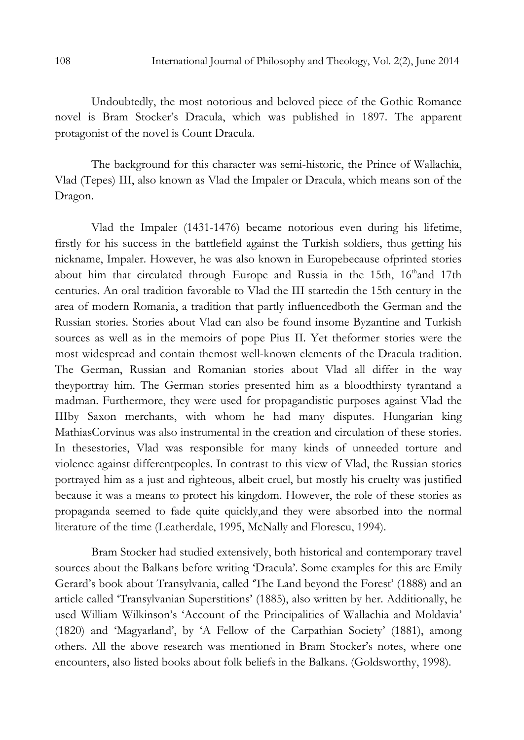Undoubtedly, the most notorious and beloved piece of the Gothic Romance novel is Bram Stocker's Dracula, which was published in 1897. The apparent protagonist of the novel is Count Dracula.

The background for this character was semi-historic, the Prince of Wallachia, Vlad (Tepes) III, also known as Vlad the Impaler or Dracula, which means son of the Dragon.

Vlad the Impaler (1431-1476) became notorious even during his lifetime, firstly for his success in the battlefield against the Turkish soldiers, thus getting his nickname, Impaler. However, he was also known in Europebecause ofprinted stories about him that circulated through Europe and Russia in the 15th, 16thand 17th centuries. An oral tradition favorable to Vlad the III startedin the 15th century in the area of modern Romania, a tradition that partly influencedboth the German and the Russian stories. Stories about Vlad can also be found insome Byzantine and Turkish sources as well as in the memoirs of pope Pius II. Yet theformer stories were the most widespread and contain themost well-known elements of the Dracula tradition. The German, Russian and Romanian stories about Vlad all differ in the way theyportray him. The German stories presented him as a bloodthirsty tyrantand a madman. Furthermore, they were used for propagandistic purposes against Vlad the IIIby Saxon merchants, with whom he had many disputes. Hungarian king MathiasCorvinus was also instrumental in the creation and circulation of these stories. In thesestories, Vlad was responsible for many kinds of unneeded torture and violence against differentpeoples. In contrast to this view of Vlad, the Russian stories portrayed him as a just and righteous, albeit cruel, but mostly his cruelty was justified because it was a means to protect his kingdom. However, the role of these stories as propaganda seemed to fade quite quickly,and they were absorbed into the normal literature of the time (Leatherdale, 1995, McNally and Florescu, 1994).

Bram Stocker had studied extensively, both historical and contemporary travel sources about the Balkans before writing 'Dracula'. Some examples for this are Emily Gerard's book about Transylvania, called 'The Land beyond the Forest' (1888) and an article called 'Transylvanian Superstitions' (1885), also written by her. Additionally, he used William Wilkinson's 'Account of the Principalities of Wallachia and Moldavia' (1820) and 'Magyarland', by 'A Fellow of the Carpathian Society' (1881), among others. All the above research was mentioned in Bram Stocker's notes, where one encounters, also listed books about folk beliefs in the Balkans. (Goldsworthy, 1998).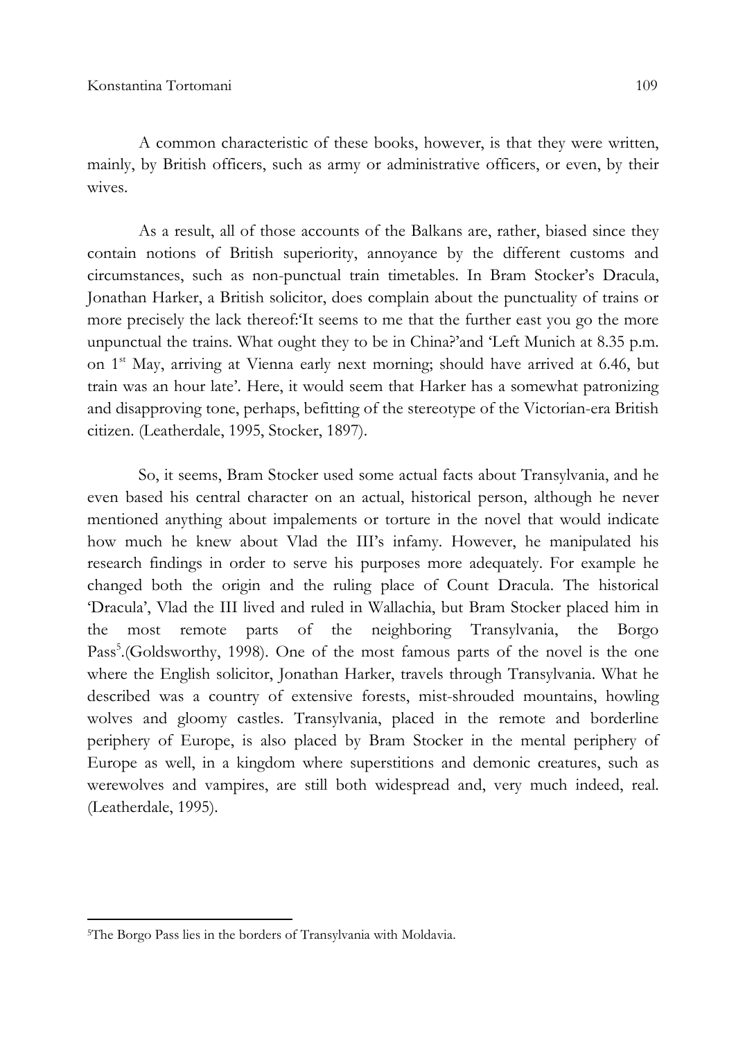A common characteristic of these books, however, is that they were written, mainly, by British officers, such as army or administrative officers, or even, by their wives.

As a result, all of those accounts of the Balkans are, rather, biased since they contain notions of British superiority, annoyance by the different customs and circumstances, such as non-punctual train timetables. In Bram Stocker's Dracula, Jonathan Harker, a British solicitor, does complain about the punctuality of trains or more precisely the lack thereof:'It seems to me that the further east you go the more unpunctual the trains. What ought they to be in China?'and 'Left Munich at 8.35 p.m. on 1st May, arriving at Vienna early next morning; should have arrived at 6.46, but train was an hour late'. Here, it would seem that Harker has a somewhat patronizing and disapproving tone, perhaps, befitting of the stereotype of the Victorian-era British citizen. (Leatherdale, 1995, Stocker, 1897).

So, it seems, Bram Stocker used some actual facts about Transylvania, and he even based his central character on an actual, historical person, although he never mentioned anything about impalements or torture in the novel that would indicate how much he knew about Vlad the III's infamy. However, he manipulated his research findings in order to serve his purposes more adequately. For example he changed both the origin and the ruling place of Count Dracula. The historical 'Dracula', Vlad the III lived and ruled in Wallachia, but Bram Stocker placed him in the most remote parts of the neighboring Transylvania, the Borgo Pass[5].(Goldsworthy, 1998). One of the most famous parts of the novel is the one where the English solicitor, Jonathan Harker, travels through Transylvania. What he described was a country of extensive forests, mist-shrouded mountains, howling wolves and gloomy castles. Transylvania, placed in the remote and borderline periphery of Europe, is also placed by Bram Stocker in the mental periphery of Europe as well, in a kingdom where superstitions and demonic creatures, such as werewolves and vampires, are still both widespread and, very much indeed, real. (Leatherdale, 1995).

---

[5]The Borgo Pass lies in the borders of Transylvania with Moldavia.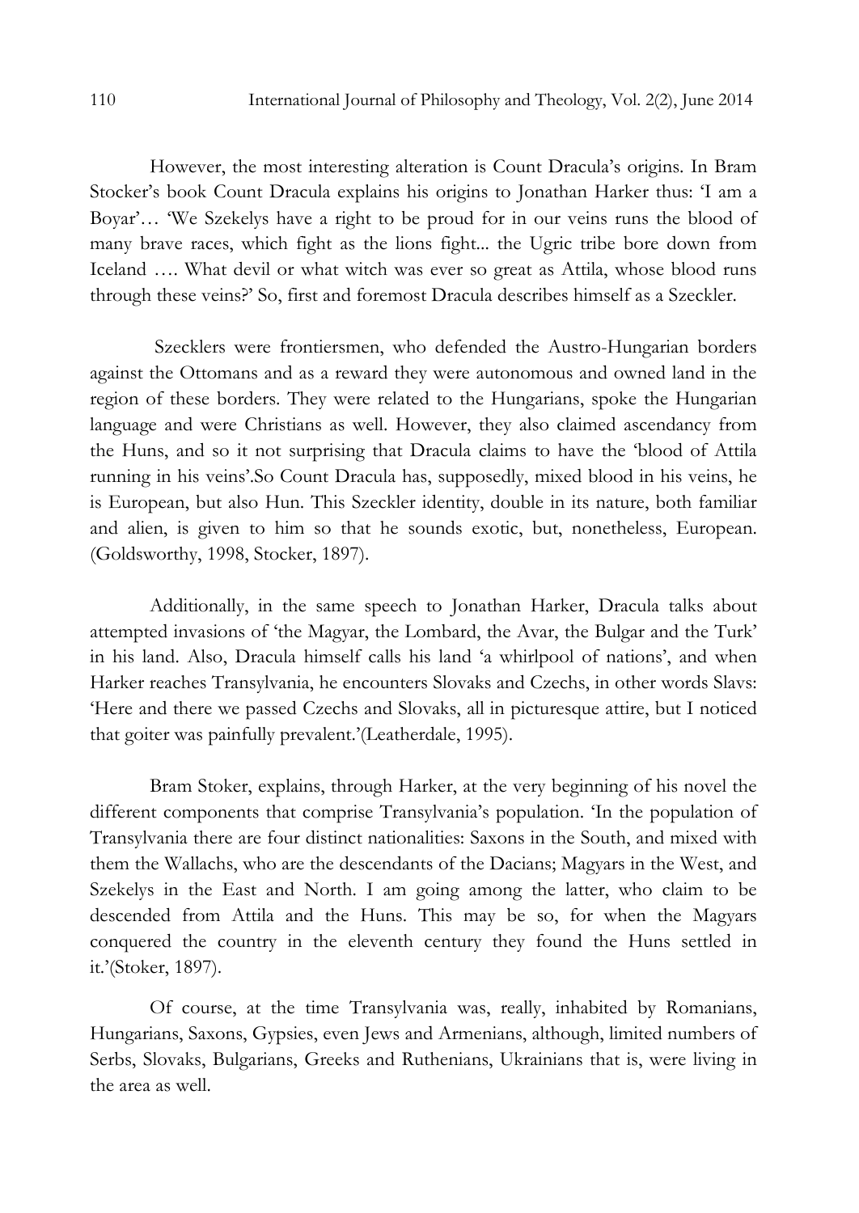However, the most interesting alteration is Count Dracula's origins. In Bram Stocker's book Count Dracula explains his origins to Jonathan Harker thus: 'I am a Boyar'… 'We Szekelys have a right to be proud for in our veins runs the blood of many brave races, which fight as the lions fight... the Ugric tribe bore down from Iceland …. What devil or what witch was ever so great as Attila, whose blood runs through these veins?' So, first and foremost Dracula describes himself as a Szeckler.

Szecklers were frontiersmen, who defended the Austro-Hungarian borders against the Ottomans and as a reward they were autonomous and owned land in the region of these borders. They were related to the Hungarians, spoke the Hungarian language and were Christians as well. However, they also claimed ascendancy from the Huns, and so it not surprising that Dracula claims to have the 'blood of Attila running in his veins'.So Count Dracula has, supposedly, mixed blood in his veins, he is European, but also Hun. This Szeckler identity, double in its nature, both familiar and alien, is given to him so that he sounds exotic, but, nonetheless, European. (Goldsworthy, 1998, Stocker, 1897).

Additionally, in the same speech to Jonathan Harker, Dracula talks about attempted invasions of 'the Magyar, the Lombard, the Avar, the Bulgar and the Turk' in his land. Also, Dracula himself calls his land 'a whirlpool of nations', and when Harker reaches Transylvania, he encounters Slovaks and Czechs, in other words Slavs: 'Here and there we passed Czechs and Slovaks, all in picturesque attire, but I noticed that goiter was painfully prevalent.'(Leatherdale, 1995).

Bram Stoker, explains, through Harker, at the very beginning of his novel the different components that comprise Transylvania's population. 'In the population of Transylvania there are four distinct nationalities: Saxons in the South, and mixed with them the Wallachs, who are the descendants of the Dacians; Magyars in the West, and Szekelys in the East and North. I am going among the latter, who claim to be descended from Attila and the Huns. This may be so, for when the Magyars conquered the country in the eleventh century they found the Huns settled in it.'(Stoker, 1897).

Of course, at the time Transylvania was, really, inhabited by Romanians, Hungarians, Saxons, Gypsies, even Jews and Armenians, although, limited numbers of Serbs, Slovaks, Bulgarians, Greeks and Ruthenians, Ukrainians that is, were living in the area as well.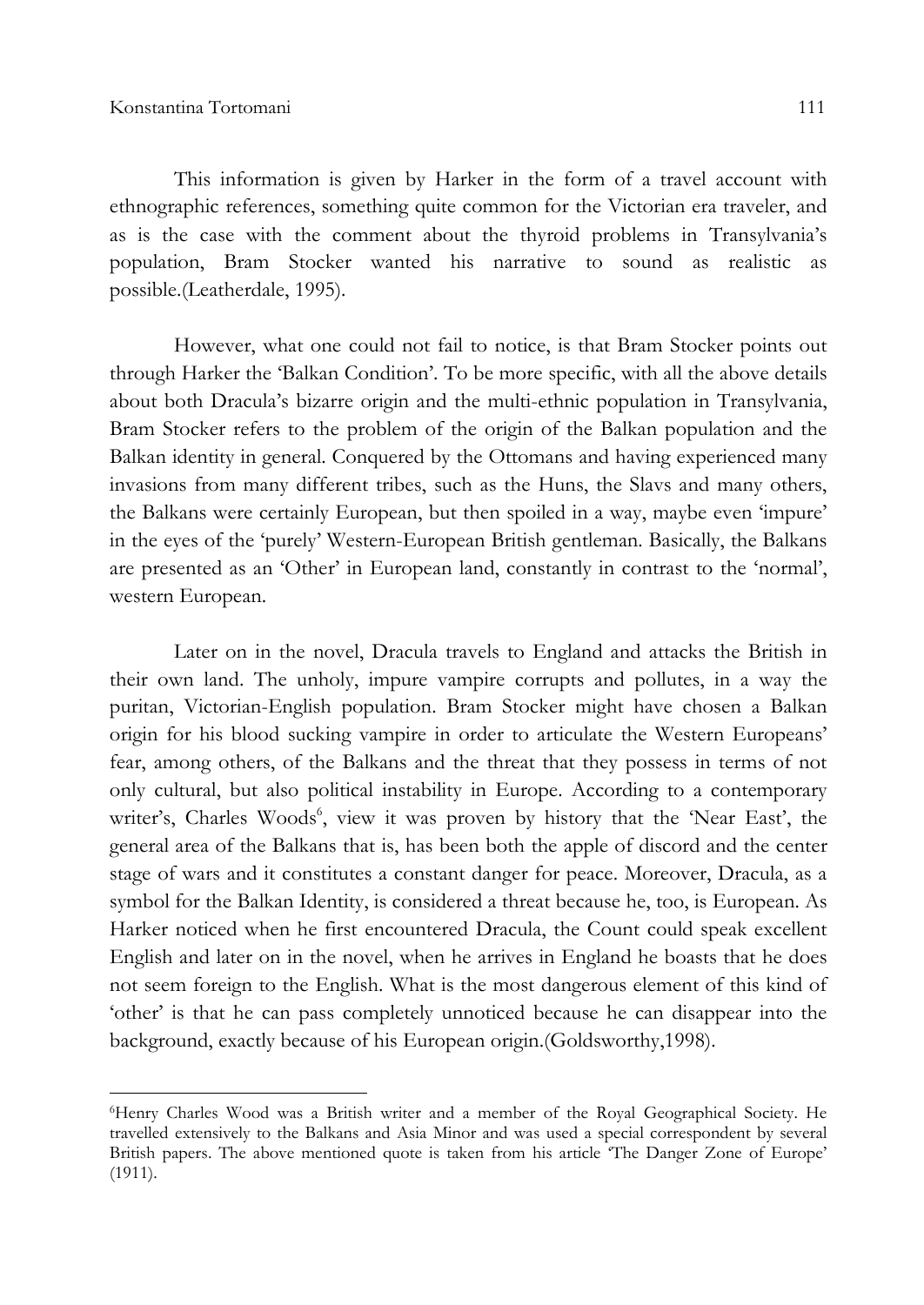This information is given by Harker in the form of a travel account with ethnographic references, something quite common for the Victorian era traveler, and as is the case with the comment about the thyroid problems in Transylvania's population, Bram Stocker wanted his narrative to sound as realistic as possible.(Leatherdale, 1995).

However, what one could not fail to notice, is that Bram Stocker points out through Harker the 'Balkan Condition'. To be more specific, with all the above details about both Dracula's bizarre origin and the multi-ethnic population in Transylvania, Bram Stocker refers to the problem of the origin of the Balkan population and the Balkan identity in general. Conquered by the Ottomans and having experienced many invasions from many different tribes, such as the Huns, the Slavs and many others, the Balkans were certainly European, but then spoiled in a way, maybe even 'impure' in the eyes of the 'purely' Western-European British gentleman. Basically, the Balkans are presented as an 'Other' in European land, constantly in contrast to the 'normal', western European.

Later on in the novel, Dracula travels to England and attacks the British in their own land. The unholy, impure vampire corrupts and pollutes, in a way the puritan, Victorian-English population. Bram Stocker might have chosen a Balkan origin for his blood sucking vampire in order to articulate the Western Europeans' fear, among others, of the Balkans and the threat that they possess in terms of not only cultural, but also political instability in Europe. According to a contemporary writer's, Charles Woods[6], view it was proven by history that the 'Near East', the general area of the Balkans that is, has been both the apple of discord and the center stage of wars and it constitutes a constant danger for peace. Moreover, Dracula, as a symbol for the Balkan Identity, is considered a threat because he, too, is European. As Harker noticed when he first encountered Dracula, the Count could speak excellent English and later on in the novel, when he arrives in England he boasts that he does not seem foreign to the English. What is the most dangerous element of this kind of 'other' is that he can pass completely unnoticed because he can disappear into the background, exactly because of his European origin.(Goldsworthy,1998).

---

[6]Henry Charles Wood was a British writer and a member of the Royal Geographical Society. He travelled extensively to the Balkans and Asia Minor and was used a special correspondent by several British papers. The above mentioned quote is taken from his article 'The Danger Zone of Europe' (1911).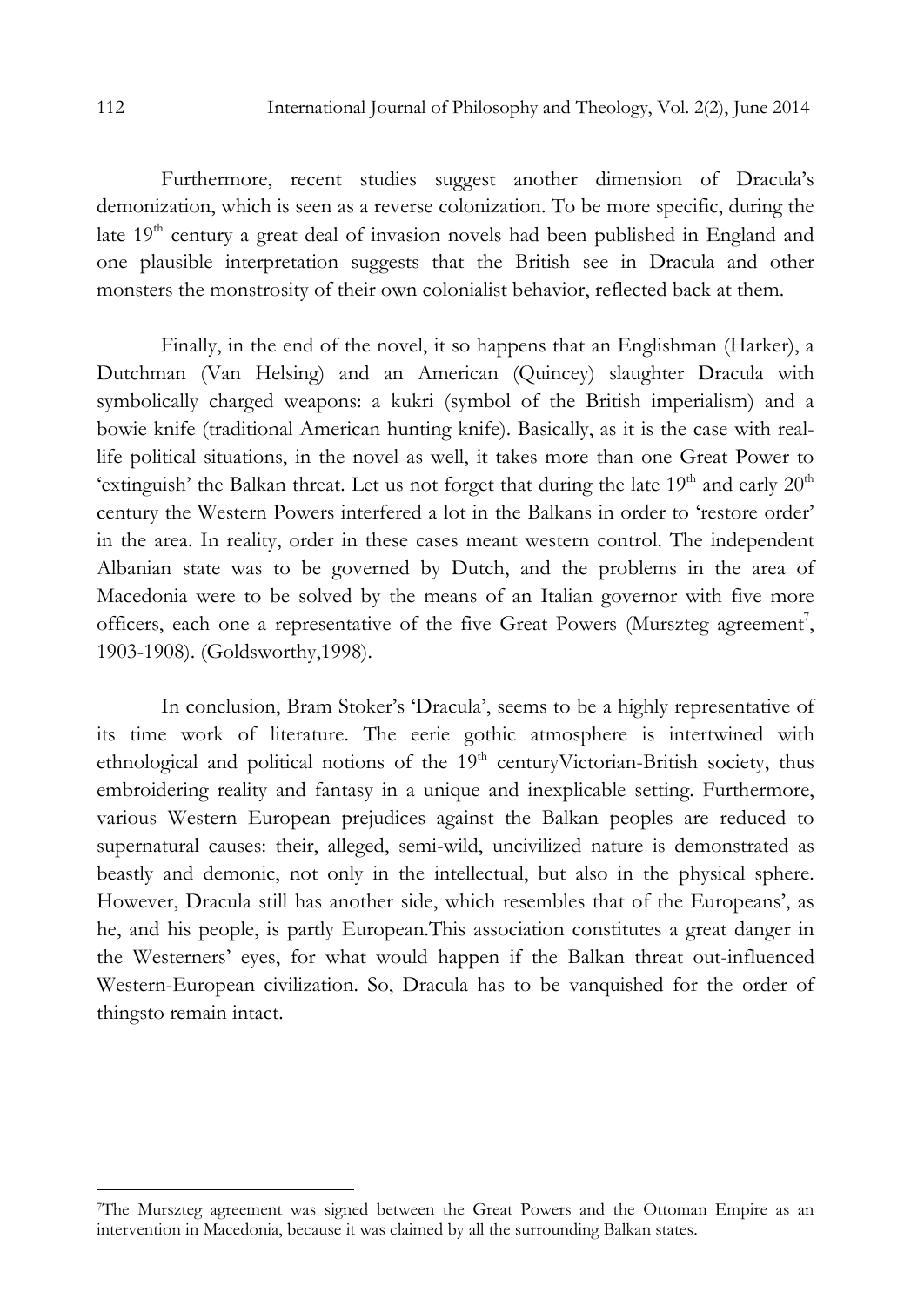Furthermore, recent studies suggest another dimension of Dracula's demonization, which is seen as a reverse colonization. To be more specific, during the late 19th century a great deal of invasion novels had been published in England and one plausible interpretation suggests that the British see in Dracula and other monsters the monstrosity of their own colonialist behavior, reflected back at them.

Finally, in the end of the novel, it so happens that an Englishman (Harker), a Dutchman (Van Helsing) and an American (Quincey) slaughter Dracula with symbolically charged weapons: a kukri (symbol of the British imperialism) and a bowie knife (traditional American hunting knife). Basically, as it is the case with real-life political situations, in the novel as well, it takes more than one Great Power to 'extinguish' the Balkan threat. Let us not forget that during the late 19th and early 20th century the Western Powers interfered a lot in the Balkans in order to 'restore order' in the area. In reality, order in these cases meant western control. The independent Albanian state was to be governed by Dutch, and the problems in the area of Macedonia were to be solved by the means of an Italian governor with five more officers, each one a representative of the five Great Powers (Murszteg agreement[7], 1903-1908). (Goldsworthy,1998).

In conclusion, Bram Stoker's 'Dracula', seems to be a highly representative of its time work of literature. The eerie gothic atmosphere is intertwined with ethnological and political notions of the 19th centuryVictorian-British society, thus embroidering reality and fantasy in a unique and inexplicable setting. Furthermore, various Western European prejudices against the Balkan peoples are reduced to supernatural causes: their, alleged, semi-wild, uncivilized nature is demonstrated as beastly and demonic, not only in the intellectual, but also in the physical sphere. However, Dracula still has another side, which resembles that of the Europeans', as he, and his people, is partly European.This association constitutes a great danger in the Westerners' eyes, for what would happen if the Balkan threat out-influenced Western-European civilization. So, Dracula has to be vanquished for the order of thingsto remain intact.

---

[7]The Murszteg agreement was signed between the Great Powers and the Ottoman Empire as an intervention in Macedonia, because it was claimed by all the surrounding Balkan states.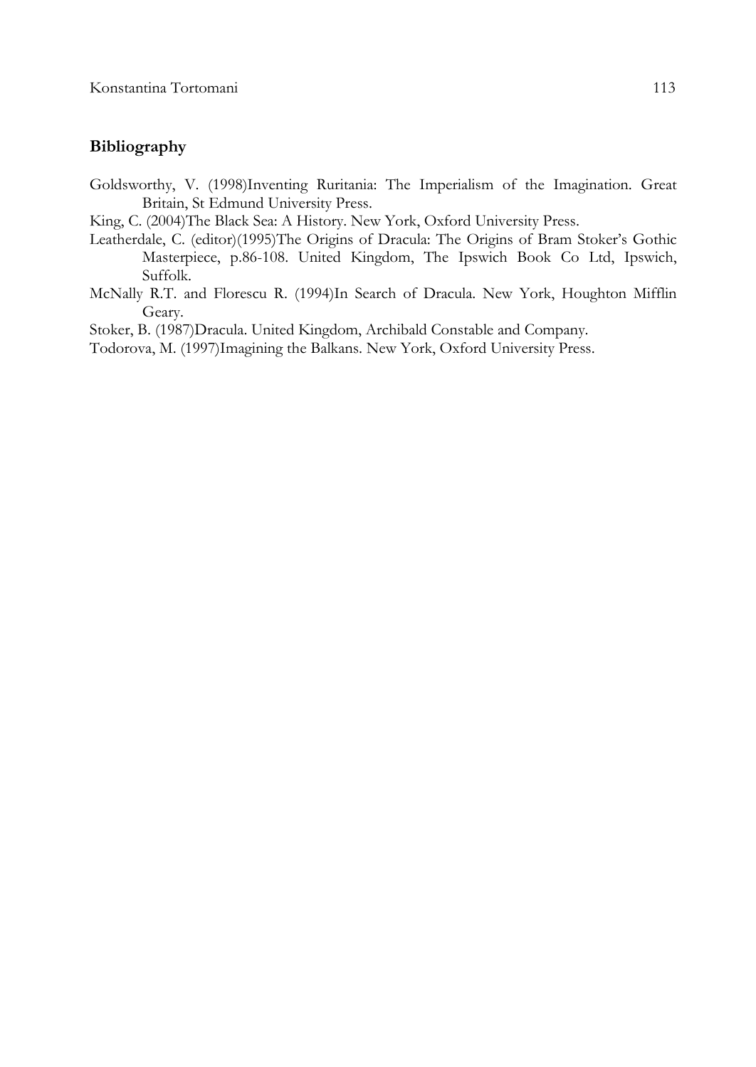## Bibliography

Goldsworthy, V. (1998)Inventing Ruritania: The Imperialism of the Imagination. Great Britain, St Edmund University Press.

King, C. (2004)The Black Sea: A History. New York, Oxford University Press.

Leatherdale, C. (editor)(1995)The Origins of Dracula: The Origins of Bram Stoker's Gothic Masterpiece, p.86-108. United Kingdom, The Ipswich Book Co Ltd, Ipswich, Suffolk.

McNally R.T. and Florescu R. (1994)In Search of Dracula. New York, Houghton Mifflin Geary.

Stoker, B. (1987)Dracula. United Kingdom, Archibald Constable and Company.

Todorova, M. (1997)Imagining the Balkans. New York, Oxford University Press.